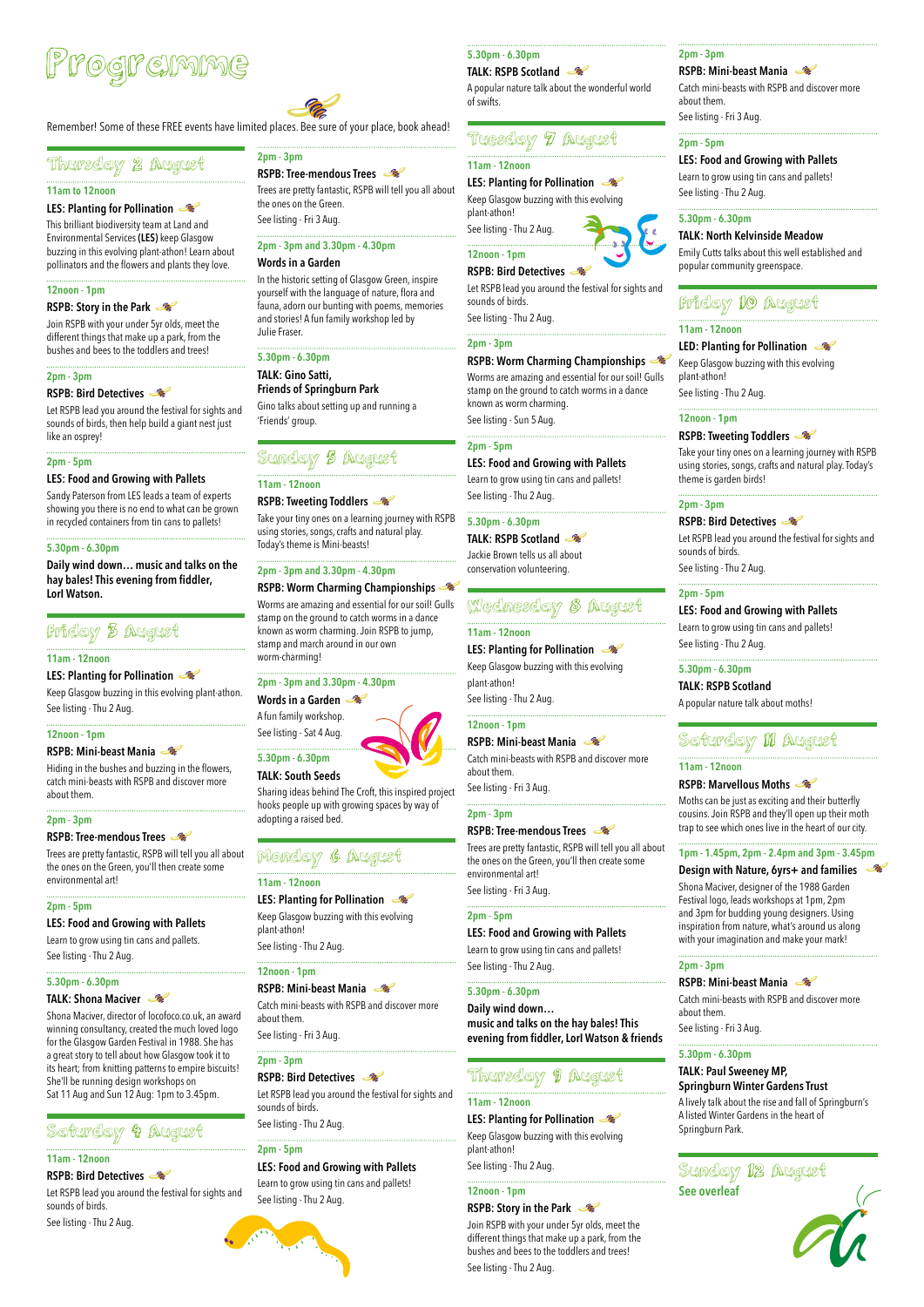# Programme

Remember! Some of these FREE events have limited places. Bee sure of your place, book ahead!

## Thursday 2 August

**11am to 12noon**

**LES: Planting for Pollination**

This brilliant biodiversity team at Land and Environmental Services **(LES)** keep Glasgow buzzing in this evolving plant-athon! Learn about pollinators and the flowers and plants they love.

**12noon - 1pm**

**RSPB: Story in the Park**

Join RSPB with your under 5yr olds, meet the different things that make up a park, from the bushes and bees to the toddlers and trees!

**2pm - 3pm**

**RSPB: Bird Detectives**

Let RSPB lead you around the festival for sights and sounds of birds, then help build a giant nest just like an osprey!

**2pm - 5pm**

**LES: Food and Growing with Pallets**

Sandy Paterson from LES leads a team of experts showing you there is no end to what can be grown in recycled containers from tin cans to pallets!

**5.30pm - 6.30pm**

**Daily wind down… music and talks on the hay bales! This evening from fiddler, Lorl Watson.**

## Friday 3 August

**11am - 12noon**

**LES: Planting for Pollination**

Keep Glasgow buzzing in this evolving plant-athon.

See listing - Thu 2 Aug.

**12noon - 1pm**

**RSPB: Mini-beast Mania**

Hiding in the bushes and buzzing in the flowers, catch mini-beasts with RSPB and discover more about them.

**2pm - 3pm**

**RSPB: Tree-mendous Trees**

Trees are pretty fantastic, RSPB will tell you all about the ones on the Green, you'll then create some environmental art!

**2pm - 5pm**

**LES: Food and Growing with Pallets**

Learn to grow using tin cans and pallets.

See listing - Thu 2 Aug.

**5.30pm - 6.30pm**

**TALK: Shona Maciver**

Shona Maciver, director of locofoco.co.uk, an award winning consultancy, created the much loved logo for the Glasgow Garden Festival in 1988. She has a great story to tell about how Glasgow took it to its heart; from knitting patterns to empire biscuits! She'll be running design workshops on Sat 11 Aug and Sun 12 Aug: 1pm to 3.45pm.

## Saturday 4 August

**11am - 12noon**

**RSPB: Bird Detectives**

Let RSPB lead you around the festival for sights and sounds of birds.

See listing - Thu 2 Aug.

**2pm - 3pm**

**RSPB: Tree-mendous Trees**

Trees are pretty fantastic, RSPB will tell you all about the ones on the Green.

See listing - Fri 3 Aug.

**2pm - 3pm and 3.30pm - 4.30pm**

**Words in a Garden**

In the historic setting of Glasgow Green, inspire yourself with the language of nature, flora and fauna, adorn our bunting with poems, memories and stories! A fun family workshop led by Julie Fraser.

**5.30pm - 6.30pm**

**TALK: Gino Satti, Friends of Springburn Park**

Gino talks about setting up and running a 'Friends' group.

## Sunday 5 August

**11am - 12noon**

**RSPB: Tweeting Toddlers**

Take your tiny ones on a learning journey with RSPB using stories, songs, crafts and natural play. Today's theme is Mini-beasts!

**2pm - 3pm and 3.30pm - 4.30pm**

**RSPB: Worm Charming Championships**

Worms are amazing and essential for our soil! Gulls stamp on the ground to catch worms in a dance known as worm charming. Join RSPB to jump, stamp and march around in our own worm-charming!

**2pm - 3pm and 3.30pm - 4.30pm**

**Words in a Garden**

A fun family workshop.

See listing - Sat 4 Aug.

**5.30pm - 6.30pm**

**TALK: South Seeds**

Sharing idea behind The Croft, this inspired project hooks people up with growing spaces by way of adopting a raised bed.

## Monday 6 August

**11am - 12noon**

**LES: Planting for Pollination**

Keep Glasgow buzzing with this evolving plant-athon!

See listing - Thu 2 Aug.

**12noon - 1pm**

**RSPB: Mini-beast Mania**

Catch mini-beasts with RSPB and discover more about them.

See listing - Fri 3 Aug.

**2pm - 3pm**

**RSPB: Bird Detectives**

Let RSPB lead you around the festival for sights and sounds of birds.

See listing - Thu 2 Aug.

**2pm - 5pm**

**LES: Food and Growing with Pallets**

Learn to grow using tin cans and pallets!

See listing - Thu 2 Aug.

**5.30pm - 6.30pm**

**TALK: RSPB Scotland**

A popular nature talk about the wonderful world of swifts.

## Tuesday 7 August

**11am - 12noon**

**LES: Planting for Pollination**

Keep Glasgow buzzing with this evolving plant-athon!

See listing - Thu 2 Aug.

**12noon - 1pm**

**RSPB: Bird Detectives**

Let RSPB lead you around the festival for sights and sounds of birds.

See listing - Thu 2 Aug.

**2pm - 3pm**

**RSPB: Worm Charming Championships**

Worms are amazing and essential for our soil! Gulls stamp on the ground to catch worms in a dance known as worm charming.

See listing - Sun 5 Aug.

**2pm - 5pm**

**LES: Food and Growing with Pallets**

Learn to grow using tin cans and pallets!

See listing - Thu 2 Aug.

**5.30pm - 6.30pm**

**TALK: RSPB Scotland**

Jackie Brown tells us all about conservation volunteering.

## Wednesday 8 August

**11am - 12noon**

**LES: Planting for Pollination**

Keep Glasgow buzzing with this evolving plant-athon!

See listing - Thu 2 Aug.

**12noon - 1pm**

**RSPB: Mini-beast Mania**

Catch mini-beasts with RSPB and discover more about them.

See listing - Fri 3 Aug.

**2pm - 3pm**

**RSPB: Tree-mendous Trees**

Trees are pretty fantastic, RSPB will tell you all about the ones on the Green, you'll then create some environmental art!

See listing - Fri 3 Aug.

**2pm - 5pm**

**LES: Food and Growing with Pallets**

Learn to grow using tin cans and pallets!

See listing - Thu 2 Aug.

**5.30pm - 6.30pm**

**Daily wind down… music and talks on the hay bales! This evening from fiddler, Lorl Watson & friends**

## Thursday 9 August

**11am - 12noon**

**LES: Planting for Pollination**

Keep Glasgow buzzing with this evolving plant-athon!

See listing - Thu 2 Aug.

**12noon - 1pm**

**RSPB: Story in the Park**

Join RSPB with your under 5yr olds, meet the different things that make up a park, from the bushes and bees to the toddlers and trees!

See listing - Thu 2 Aug.

**2pm - 3pm**

**RSPB: Mini-beast Mania**

Catch mini-beasts with RSPB and discover more about them.

See listing - Fri 3 Aug.

**2pm - 5pm**

**LES: Food and Growing with Pallets**

Learn to grow using tin cans and pallets!

See listing - Thu 2 Aug.

**5.30pm - 6.30pm**

**TALK: North Kelvinside Meadow**

Emily Cutts talks about this well established and popular community greenspace.

## Friday 10 August

**11am - 12noon**

**LED: Planting for Pollination**

Keep Glasgow buzzing with this evolving plant-athon!

See listing - Thu 2 Aug.

**12noon - 1pm**

**RSPB: Tweeting Toddlers**

Take your tiny ones on a learning journey with RSPB using stories, songs, crafts and natural play. Today's theme is garden birds!

**2pm - 3pm**

**RSPB: Bird Detectives**

Let RSPB lead you around the festival for sights and sounds of birds.

See listing - Thu 2 Aug.

**2pm - 5pm**

**LES: Food and Growing with Pallets**

Learn to grow using tin cans and pallets!

See listing - Thu 2 Aug.

**5.30pm - 6.30pm**

**TALK: RSPB Scotland**

A popular nature talk about moths!

## Saturday 11 August

**11am - 12noon**

**RSPB: Marvellous Moths**

Moths can be just as exciting and their butterfly cousins. Join RSPB and they'll open up their moth trap to see which ones live in the heart of our city.

**1pm - 1.45pm, 2pm - 2.4pm and 3pm - 3.45pm**

**Design with Nature, 6yrs+ and families**

Shona Maciver, designer of the 1988 Garden Festival logo, leads workshops at 1pm, 2pm and 3pm for budding young designers. Using inspiration from nature, what's around us along with your imagination and make your mark!

**2pm - 3pm**

**RSPB: Mini-beast Mania**

Catch mini-beasts with RSPB and discover more about them.

See listing - Fri 3 Aug.

**5.30pm - 6.30pm**

**TALK: Paul Sweeney MP, Springburn Winter Gardens Trust**

A lively talk about the rise and fall of Springburn's A listed Winter Gardens in the heart of Springburn Park.

## Sunday 12 August

**See overleaf**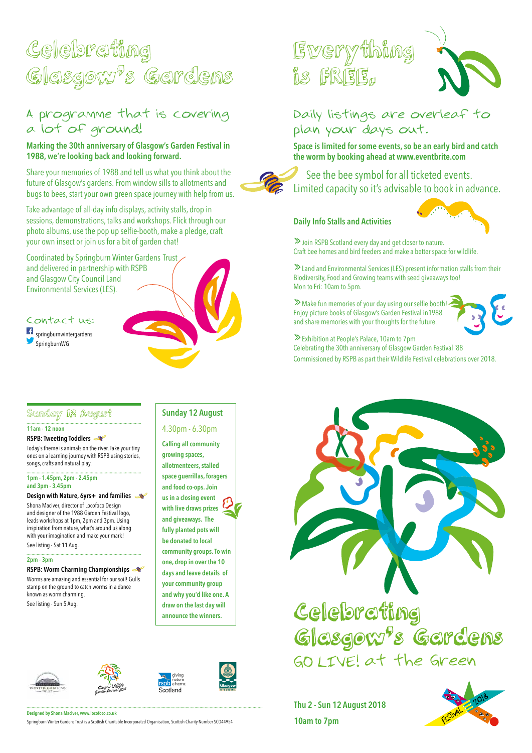# Celebrating Glasgow's Gardens

## A programme that is covering a lot of ground!

**Marking the 30th anniversary of Glasgow's Garden Festival in 1988, we're looking back and looking forward.**

Share your memories of 1988 and tell us what you think about the future of Glasgow's gardens. From window sills to allotments and bugs to bees, start your own green space journey with help from us.

Take advantage of all-day info displays, activity stalls, drop in sessions, demonstrations, talks and workshops. Flick through our photo albums, use the pop up selfie-booth, make a pledge, craft your own insect or join us for a bit of garden chat!

Coordinated by Springburn Winter Gardens Trust and delivered in partnership with RSPB and Glasgow City Council Land Environmental Services (LES).

Contact us:

springburnwintergardens

SpringburnWG

# Everything is FREE.

## Daily listings are overleaf to plan your days out.

**Space is limited for some events, so be an early bird and catch the worm by booking ahead at www.eventbrite.com**

See the bee symbol for all ticketed events. Limited capacity so it's advisable to book in advance.

### Daily Info Stalls and Activities

» Join RSPB Scotland every day and get closer to nature. Craft bee homes and bird feeders and make a better space for wildlife.

» Land and Environmental Services (LES) present information stalls from their Biodiversity, Food and Growing teams with seed giveaways too! Mon to Fri: 10am to 5pm.

» Make fun memories of your day using our selfie booth! Enjoy picture books of Glasgow's Garden Festival in1988 and share memories with your thoughts for the future.

» Exhibition at People's Palace, 10am to 7pm
Celebrating the 30th anniversary of Glasgow Garden Festival '88
Commissioned by RSPB as part their Wildlife Festival celebrations over 2018.

## Sunday 12 August

**11am - 12 noon**

**RSPB: Tweeting Toddlers**

Today's theme is animals on the river. Take your tiny ones on a learning journey with RSPB using stories, songs, crafts and natural play.

**1pm - 1.45pm, 2pm - 2.45pm and 3pm - 3.45pm**

**Design with Nature, 6yrs+ and families**

Shona Maciver, director of Locofoco Design and designer of the 1988 Garden Festival logo, leads workshops at 1pm, 2pm and 3pm. Using inspiration from nature, what's around us along with your imagination and make your mark!

See listing - Sat 11 Aug.

**2pm - 3pm**

**RSPB: Worm Charming Championships**

Worms are amazing and essential for our soil! Gulls stamp on the ground to catch worms in a dance known as worm charming.

See listing - Sun 5 Aug.

## Sunday 12 August

4.30pm - 6.30pm

**Calling all community growing spaces, allotmenteers, stalled space guerrillas, foragers and food co-ops. Join us in a closing event with live draws prizes and giveaways. The fully planted pots will be donated to local community groups. To win one, drop in over the 10 days and leave details of your community group and why you'd like one. A draw on the last day will announce the winners.**

**Designed by Shona Maciver, www.locofoco.co.uk**

Springburn Winter Gardens Trust is a Scottish Charitable Incorporated Organisation, Scottish Charity Number SC044954

# Celebrating Glasgow's Gardens

## GO LIVE! at the Green

**Thu 2 - Sun 12 August 2018**

**10am to 7pm**